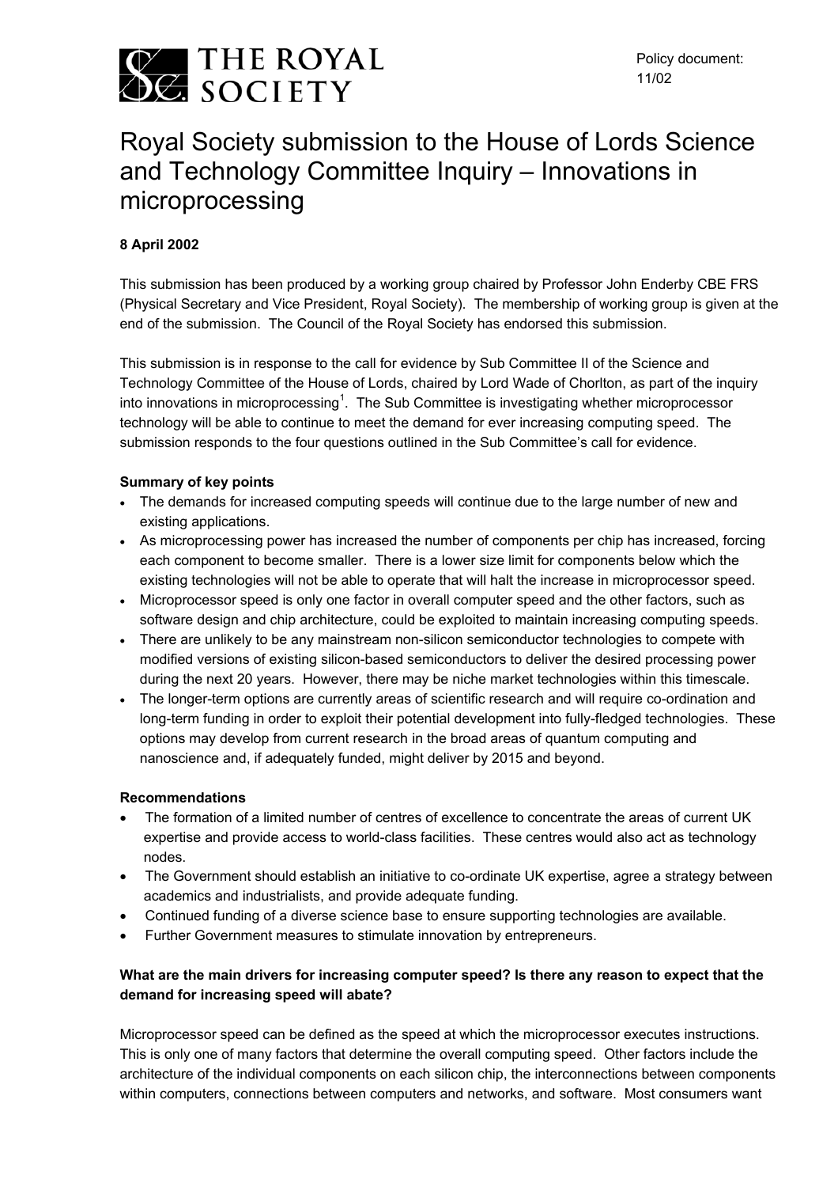THE ROYAL SOCIETY

Policy document: 11/02

# Royal Society submission to the House of Lords Science and Technology Committee Inquiry – Innovations in microprocessing

**8 April 2002**

This submission has been produced by a working group chaired by Professor John Enderby CBE FRS (Physical Secretary and Vice President, Royal Society). The membership of working group is given at the end of the submission. The Council of the Royal Society has endorsed this submission.

This submission is in response to the call for evidence by Sub Committee II of the Science and Technology Committee of the House of Lords, chaired by Lord Wade of Chorlton, as part of the inquiry into innovations in microprocessing[1]. The Sub Committee is investigating whether microprocessor technology will be able to continue to meet the demand for ever increasing computing speed. The submission responds to the four questions outlined in the Sub Committee's call for evidence.

**Summary of key points**

- The demands for increased computing speeds will continue due to the large number of new and existing applications.
- As microprocessing power has increased the number of components per chip has increased, forcing each component to become smaller. There is a lower size limit for components below which the existing technologies will not be able to operate that will halt the increase in microprocessor speed.
- Microprocessor speed is only one factor in overall computer speed and the other factors, such as software design and chip architecture, could be exploited to maintain increasing computing speeds.
- There are unlikely to be any mainstream non-silicon semiconductor technologies to compete with modified versions of existing silicon-based semiconductors to deliver the desired processing power during the next 20 years. However, there may be niche market technologies within this timescale.
- The longer-term options are currently areas of scientific research and will require co-ordination and long-term funding in order to exploit their potential development into fully-fledged technologies. These options may develop from current research in the broad areas of quantum computing and nanoscience and, if adequately funded, might deliver by 2015 and beyond.

**Recommendations**

- The formation of a limited number of centres of excellence to concentrate the areas of current UK expertise and provide access to world-class facilities. These centres would also act as technology nodes.
- The Government should establish an initiative to co-ordinate UK expertise, agree a strategy between academics and industrialists, and provide adequate funding.
- Continued funding of a diverse science base to ensure supporting technologies are available.
- Further Government measures to stimulate innovation by entrepreneurs.

**What are the main drivers for increasing computer speed? Is there any reason to expect that the demand for increasing speed will abate?**

Microprocessor speed can be defined as the speed at which the microprocessor executes instructions. This is only one of many factors that determine the overall computing speed. Other factors include the architecture of the individual components on each silicon chip, the interconnections between components within computers, connections between computers and networks, and software. Most consumers want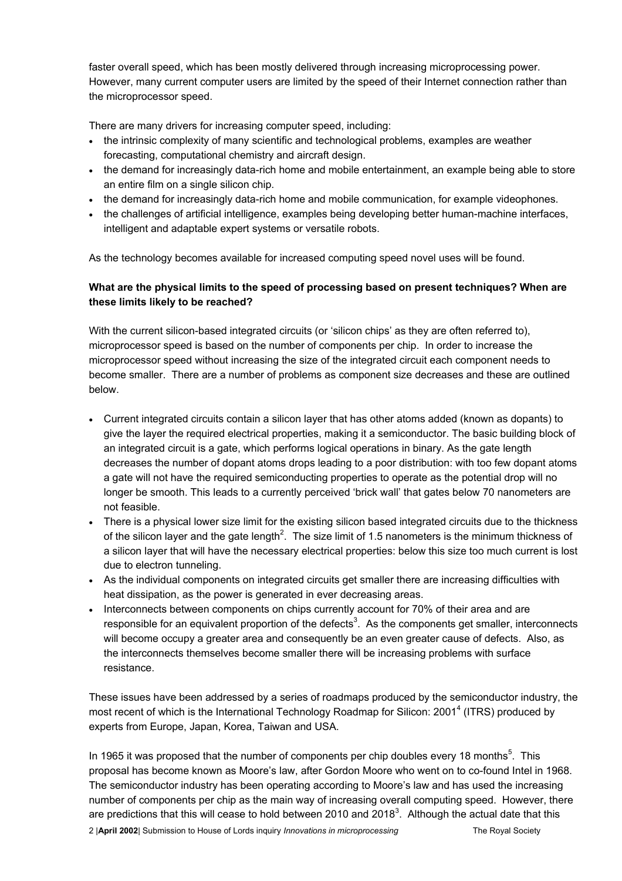faster overall speed, which has been mostly delivered through increasing microprocessing power. However, many current computer users are limited by the speed of their Internet connection rather than the microprocessor speed.

There are many drivers for increasing computer speed, including:

- the intrinsic complexity of many scientific and technological problems, examples are weather forecasting, computational chemistry and aircraft design.
- the demand for increasingly data-rich home and mobile entertainment, an example being able to store an entire film on a single silicon chip.
- the demand for increasingly data-rich home and mobile communication, for example videophones.
- the challenges of artificial intelligence, examples being developing better human-machine interfaces, intelligent and adaptable expert systems or versatile robots.

As the technology becomes available for increased computing speed novel uses will be found.

**What are the physical limits to the speed of processing based on present techniques? When are these limits likely to be reached?**

With the current silicon-based integrated circuits (or 'silicon chips' as they are often referred to), microprocessor speed is based on the number of components per chip. In order to increase the microprocessor speed without increasing the size of the integrated circuit each component needs to become smaller. There are a number of problems as component size decreases and these are outlined below.

- Current integrated circuits contain a silicon layer that has other atoms added (known as dopants) to give the layer the required electrical properties, making it a semiconductor. The basic building block of an integrated circuit is a gate, which performs logical operations in binary. As the gate length decreases the number of dopant atoms drops leading to a poor distribution: with too few dopant atoms a gate will not have the required semiconducting properties to operate as the potential drop will no longer be smooth. This leads to a currently perceived 'brick wall' that gates below 70 nanometers are not feasible.
- There is a physical lower size limit for the existing silicon based integrated circuits due to the thickness of the silicon layer and the gate length[2]. The size limit of 1.5 nanometers is the minimum thickness of a silicon layer that will have the necessary electrical properties: below this size too much current is lost due to electron tunneling.
- As the individual components on integrated circuits get smaller there are increasing difficulties with heat dissipation, as the power is generated in ever decreasing areas.
- Interconnects between components on chips currently account for 70% of their area and are responsible for an equivalent proportion of the defects[3]. As the components get smaller, interconnects will become occupy a greater area and consequently be an even greater cause of defects. Also, as the interconnects themselves become smaller there will be increasing problems with surface resistance.

These issues have been addressed by a series of roadmaps produced by the semiconductor industry, the most recent of which is the International Technology Roadmap for Silicon: 2001[4] (ITRS) produced by experts from Europe, Japan, Korea, Taiwan and USA.

In 1965 it was proposed that the number of components per chip doubles every 18 months[5]. This proposal has become known as Moore's law, after Gordon Moore who went on to co-found Intel in 1968. The semiconductor industry has been operating according to Moore's law and has used the increasing number of components per chip as the main way of increasing overall computing speed. However, there are predictions that this will cease to hold between 2010 and 2018[3]. Although the actual date that this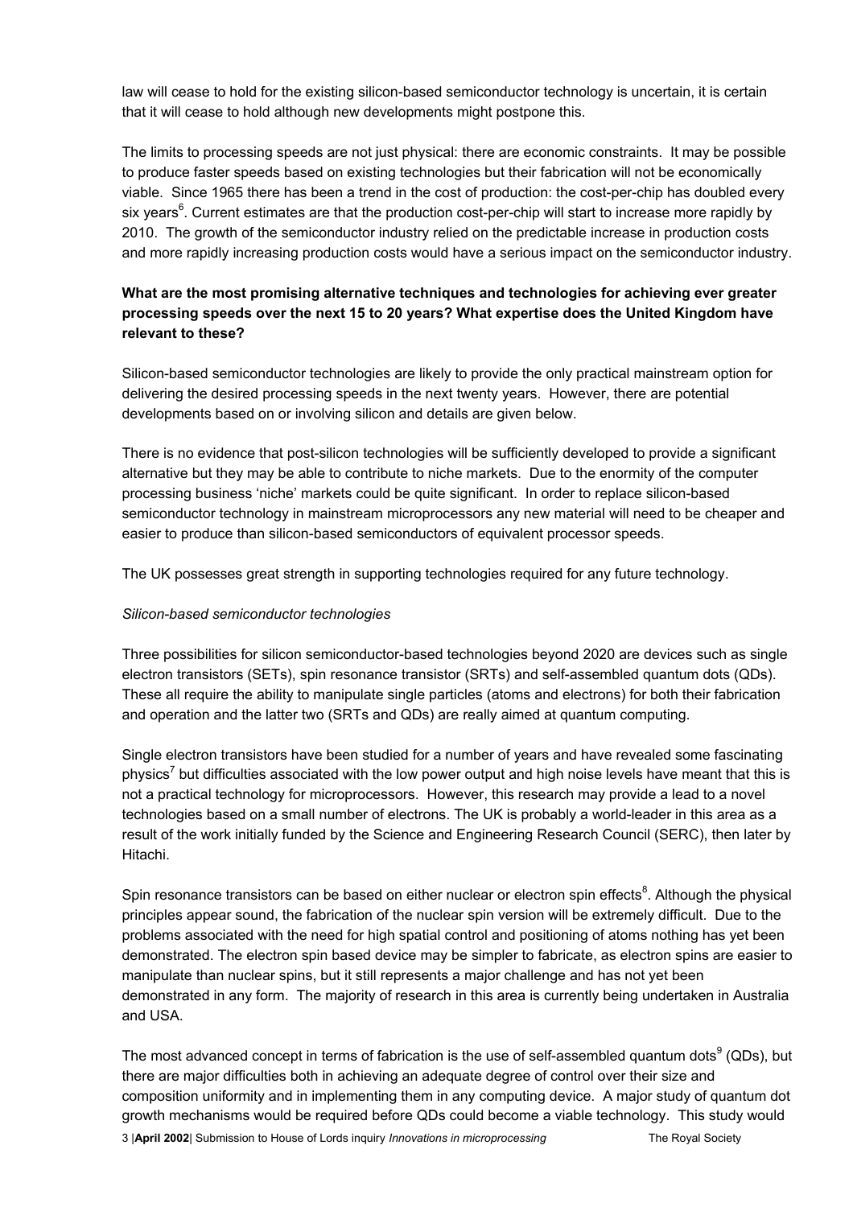law will cease to hold for the existing silicon-based semiconductor technology is uncertain, it is certain that it will cease to hold although new developments might postpone this.

The limits to processing speeds are not just physical: there are economic constraints. It may be possible to produce faster speeds based on existing technologies but their fabrication will not be economically viable. Since 1965 there has been a trend in the cost of production: the cost-per-chip has doubled every six years[6]. Current estimates are that the production cost-per-chip will start to increase more rapidly by 2010. The growth of the semiconductor industry relied on the predictable increase in production costs and more rapidly increasing production costs would have a serious impact on the semiconductor industry.

**What are the most promising alternative techniques and technologies for achieving ever greater processing speeds over the next 15 to 20 years? What expertise does the United Kingdom have relevant to these?**

Silicon-based semiconductor technologies are likely to provide the only practical mainstream option for delivering the desired processing speeds in the next twenty years. However, there are potential developments based on or involving silicon and details are given below.

There is no evidence that post-silicon technologies will be sufficiently developed to provide a significant alternative but they may be able to contribute to niche markets. Due to the enormity of the computer processing business 'niche' markets could be quite significant. In order to replace silicon-based semiconductor technology in mainstream microprocessors any new material will need to be cheaper and easier to produce than silicon-based semiconductors of equivalent processor speeds.

The UK possesses great strength in supporting technologies required for any future technology.

*Silicon-based semiconductor technologies*

Three possibilities for silicon semiconductor-based technologies beyond 2020 are devices such as single electron transistors (SETs), spin resonance transistor (SRTs) and self-assembled quantum dots (QDs). These all require the ability to manipulate single particles (atoms and electrons) for both their fabrication and operation and the latter two (SRTs and QDs) are really aimed at quantum computing.

Single electron transistors have been studied for a number of years and have revealed some fascinating physics[7] but difficulties associated with the low power output and high noise levels have meant that this is not a practical technology for microprocessors. However, this research may provide a lead to a novel technologies based on a small number of electrons. The UK is probably a world-leader in this area as a result of the work initially funded by the Science and Engineering Research Council (SERC), then later by Hitachi.

Spin resonance transistors can be based on either nuclear or electron spin effects[8]. Although the physical principles appear sound, the fabrication of the nuclear spin version will be extremely difficult. Due to the problems associated with the need for high spatial control and positioning of atoms nothing has yet been demonstrated. The electron spin based device may be simpler to fabricate, as electron spins are easier to manipulate than nuclear spins, but it still represents a major challenge and has not yet been demonstrated in any form. The majority of research in this area is currently being undertaken in Australia and USA.

The most advanced concept in terms of fabrication is the use of self-assembled quantum dots[9] (QDs), but there are major difficulties both in achieving an adequate degree of control over their size and composition uniformity and in implementing them in any computing device. A major study of quantum dot growth mechanisms would be required before QDs could become a viable technology. This study would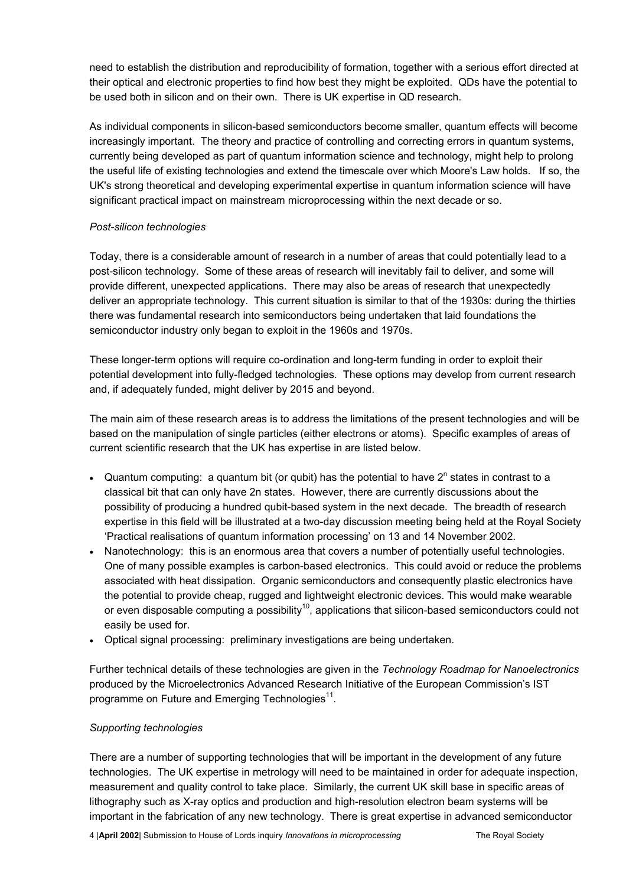need to establish the distribution and reproducibility of formation, together with a serious effort directed at their optical and electronic properties to find how best they might be exploited. QDs have the potential to be used both in silicon and on their own. There is UK expertise in QD research.

As individual components in silicon-based semiconductors become smaller, quantum effects will become increasingly important. The theory and practice of controlling and correcting errors in quantum systems, currently being developed as part of quantum information science and technology, might help to prolong the useful life of existing technologies and extend the timescale over which Moore's Law holds. If so, the UK's strong theoretical and developing experimental expertise in quantum information science will have significant practical impact on mainstream microprocessing within the next decade or so.

*Post-silicon technologies*

Today, there is a considerable amount of research in a number of areas that could potentially lead to a post-silicon technology. Some of these areas of research will inevitably fail to deliver, and some will provide different, unexpected applications. There may also be areas of research that unexpectedly deliver an appropriate technology. This current situation is similar to that of the 1930s: during the thirties there was fundamental research into semiconductors being undertaken that laid foundations the semiconductor industry only began to exploit in the 1960s and 1970s.

These longer-term options will require co-ordination and long-term funding in order to exploit their potential development into fully-fledged technologies. These options may develop from current research and, if adequately funded, might deliver by 2015 and beyond.

The main aim of these research areas is to address the limitations of the present technologies and will be based on the manipulation of single particles (either electrons or atoms). Specific examples of areas of current scientific research that the UK has expertise in are listed below.

- Quantum computing: a quantum bit (or qubit) has the potential to have $2^n$ states in contrast to a classical bit that can only have 2n states. However, there are currently discussions about the possibility of producing a hundred qubit-based system in the next decade. The breadth of research expertise in this field will be illustrated at a two-day discussion meeting being held at the Royal Society 'Practical realisations of quantum information processing' on 13 and 14 November 2002.
- Nanotechnology: this is an enormous area that covers a number of potentially useful technologies. One of many possible examples is carbon-based electronics. This could avoid or reduce the problems associated with heat dissipation. Organic semiconductors and consequently plastic electronics have the potential to provide cheap, rugged and lightweight electronic devices. This would make wearable or even disposable computing a possibility[10], applications that silicon-based semiconductors could not easily be used for.
- Optical signal processing: preliminary investigations are being undertaken.

Further technical details of these technologies are given in the *Technology Roadmap for Nanoelectronics* produced by the Microelectronics Advanced Research Initiative of the European Commission's IST programme on Future and Emerging Technologies[11].

*Supporting technologies*

There are a number of supporting technologies that will be important in the development of any future technologies. The UK expertise in metrology will need to be maintained in order for adequate inspection, measurement and quality control to take place. Similarly, the current UK skill base in specific areas of lithography such as X-ray optics and production and high-resolution electron beam systems will be important in the fabrication of any new technology. There is great expertise in advanced semiconductor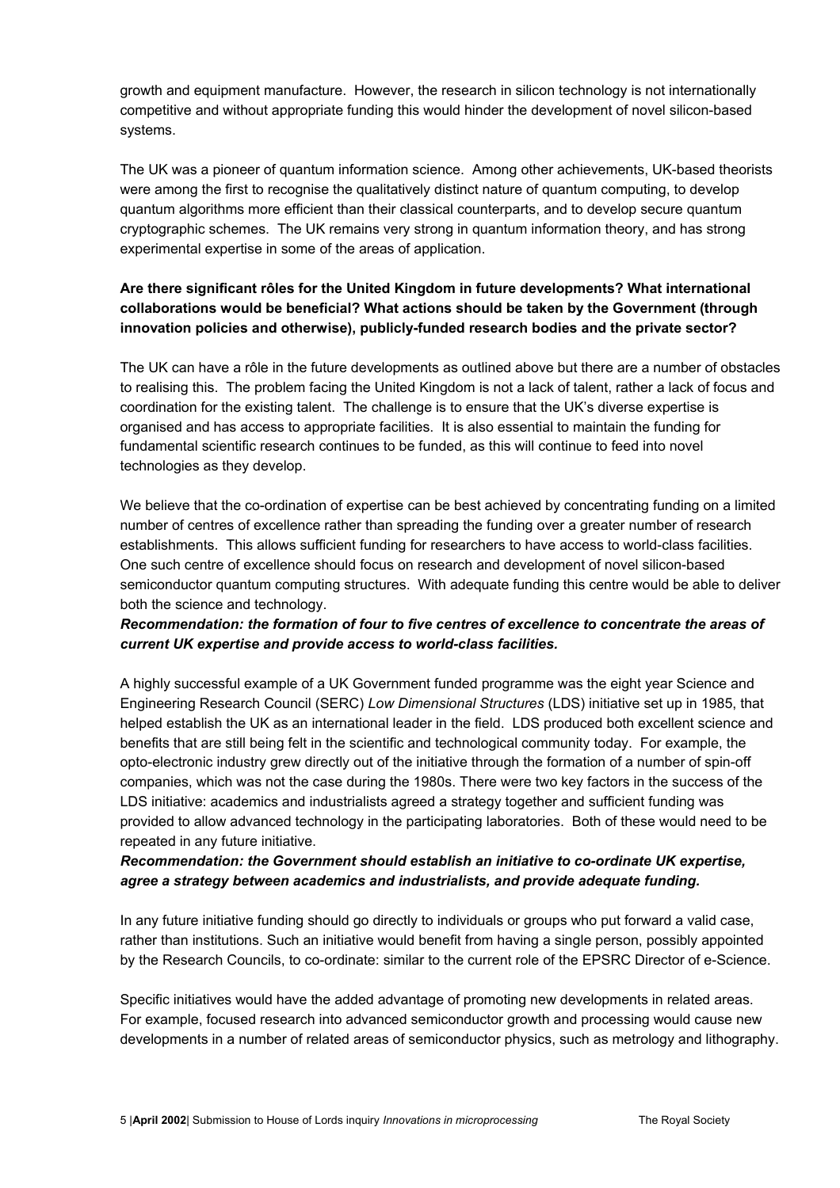growth and equipment manufacture. However, the research in silicon technology is not internationally competitive and without appropriate funding this would hinder the development of novel silicon-based systems.

The UK was a pioneer of quantum information science. Among other achievements, UK-based theorists were among the first to recognise the qualitatively distinct nature of quantum computing, to develop quantum algorithms more efficient than their classical counterparts, and to develop secure quantum cryptographic schemes. The UK remains very strong in quantum information theory, and has strong experimental expertise in some of the areas of application.

**Are there significant rôles for the United Kingdom in future developments? What international collaborations would be beneficial? What actions should be taken by the Government (through innovation policies and otherwise), publicly-funded research bodies and the private sector?**

The UK can have a rôle in the future developments as outlined above but there are a number of obstacles to realising this. The problem facing the United Kingdom is not a lack of talent, rather a lack of focus and coordination for the existing talent. The challenge is to ensure that the UK's diverse expertise is organised and has access to appropriate facilities. It is also essential to maintain the funding for fundamental scientific research continues to be funded, as this will continue to feed into novel technologies as they develop.

We believe that the co-ordination of expertise can be best achieved by concentrating funding on a limited number of centres of excellence rather than spreading the funding over a greater number of research establishments. This allows sufficient funding for researchers to have access to world-class facilities. One such centre of excellence should focus on research and development of novel silicon-based semiconductor quantum computing structures. With adequate funding this centre would be able to deliver both the science and technology.

***Recommendation: the formation of four to five centres of excellence to concentrate the areas of current UK expertise and provide access to world-class facilities.***

A highly successful example of a UK Government funded programme was the eight year Science and Engineering Research Council (SERC) *Low Dimensional Structures* (LDS) initiative set up in 1985, that helped establish the UK as an international leader in the field. LDS produced both excellent science and benefits that are still being felt in the scientific and technological community today. For example, the opto-electronic industry grew directly out of the initiative through the formation of a number of spin-off companies, which was not the case during the 1980s. There were two key factors in the success of the LDS initiative: academics and industrialists agreed a strategy together and sufficient funding was provided to allow advanced technology in the participating laboratories. Both of these would need to be repeated in any future initiative.

***Recommendation: the Government should establish an initiative to co-ordinate UK expertise, agree a strategy between academics and industrialists, and provide adequate funding.***

In any future initiative funding should go directly to individuals or groups who put forward a valid case, rather than institutions. Such an initiative would benefit from having a single person, possibly appointed by the Research Councils, to co-ordinate: similar to the current role of the EPSRC Director of e-Science.

Specific initiatives would have the added advantage of promoting new developments in related areas. For example, focused research into advanced semiconductor growth and processing would cause new developments in a number of related areas of semiconductor physics, such as metrology and lithography.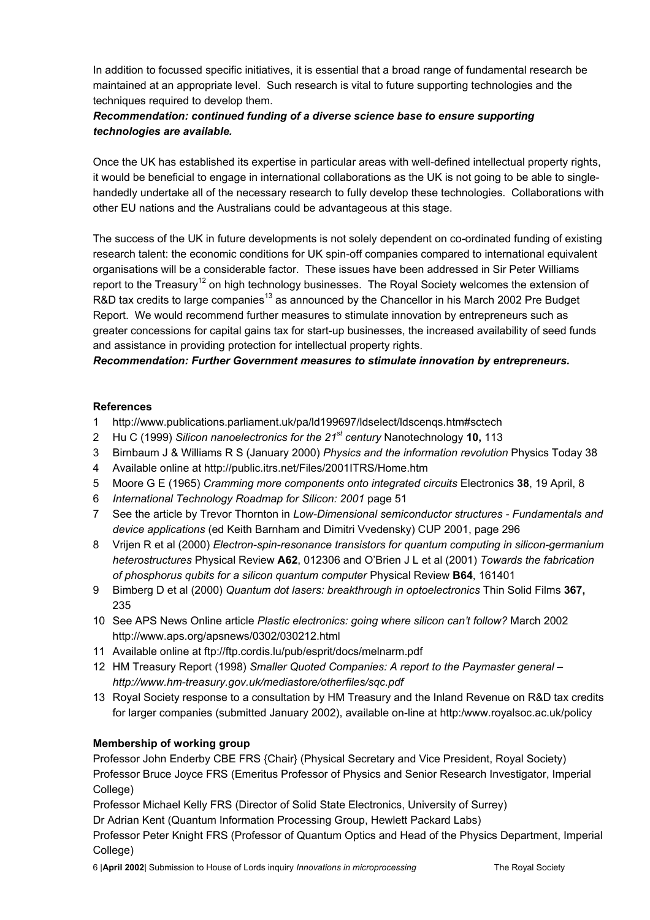In addition to focussed specific initiatives, it is essential that a broad range of fundamental research be maintained at an appropriate level. Such research is vital to future supporting technologies and the techniques required to develop them.

***Recommendation: continued funding of a diverse science base to ensure supporting technologies are available.***

Once the UK has established its expertise in particular areas with well-defined intellectual property rights, it would be beneficial to engage in international collaborations as the UK is not going to be able to single-handedly undertake all of the necessary research to fully develop these technologies. Collaborations with other EU nations and the Australians could be advantageous at this stage.

The success of the UK in future developments is not solely dependent on co-ordinated funding of existing research talent: the economic conditions for UK spin-off companies compared to international equivalent organisations will be a considerable factor. These issues have been addressed in Sir Peter Williams report to the Treasury[12] on high technology businesses. The Royal Society welcomes the extension of R&D tax credits to large companies[13] as announced by the Chancellor in his March 2002 Pre Budget Report. We would recommend further measures to stimulate innovation by entrepreneurs such as greater concessions for capital gains tax for start-up businesses, the increased availability of seed funds and assistance in providing protection for intellectual property rights.

***Recommendation: Further Government measures to stimulate innovation by entrepreneurs.***

**References**

1 http://www.publications.parliament.uk/pa/ld199697/ldselect/ldscenqs.htm#sctech
2 Hu C (1999) *Silicon nanoelectronics for the 21st century* Nanotechnology **10,** 113
3 Birnbaum J & Williams R S (January 2000) *Physics and the information revolution* Physics Today 38
4 Available online at http://public.itrs.net/Files/2001ITRS/Home.htm
5 Moore G E (1965) *Cramming more components onto integrated circuits* Electronics **38**, 19 April, 8
6 *International Technology Roadmap for Silicon: 2001* page 51
7 See the article by Trevor Thornton in *Low-Dimensional semiconductor structures - Fundamentals and device applications* (ed Keith Barnham and Dimitri Vvedensky) CUP 2001, page 296
8 Vrijen R et al (2000) *Electron-spin-resonance transistors for quantum computing in silicon-germanium heterostructures* Physical Review **A62**, 012306 and O'Brien J L et al (2001) *Towards the fabrication of phosphorus qubits for a silicon quantum computer* Physical Review **B64**, 161401
9 Bimberg D et al (2000) *Quantum dot lasers: breakthrough in optoelectronics* Thin Solid Films **367,** 235
10 See APS News Online article *Plastic electronics: going where silicon can't follow?* March 2002 http://www.aps.org/apsnews/0302/030212.html
11 Available online at ftp://ftp.cordis.lu/pub/esprit/docs/melnarm.pdf
12 HM Treasury Report (1998) *Smaller Quoted Companies: A report to the Paymaster general – http://www.hm-treasury.gov.uk/mediastore/otherfiles/sqc.pdf*
13 Royal Society response to a consultation by HM Treasury and the Inland Revenue on R&D tax credits for larger companies (submitted January 2002), available on-line at http:/www.royalsoc.ac.uk/policy

**Membership of working group**

Professor John Enderby CBE FRS {Chair} (Physical Secretary and Vice President, Royal Society)
Professor Bruce Joyce FRS (Emeritus Professor of Physics and Senior Research Investigator, Imperial College)
Professor Michael Kelly FRS (Director of Solid State Electronics, University of Surrey)
Dr Adrian Kent (Quantum Information Processing Group, Hewlett Packard Labs)
Professor Peter Knight FRS (Professor of Quantum Optics and Head of the Physics Department, Imperial College)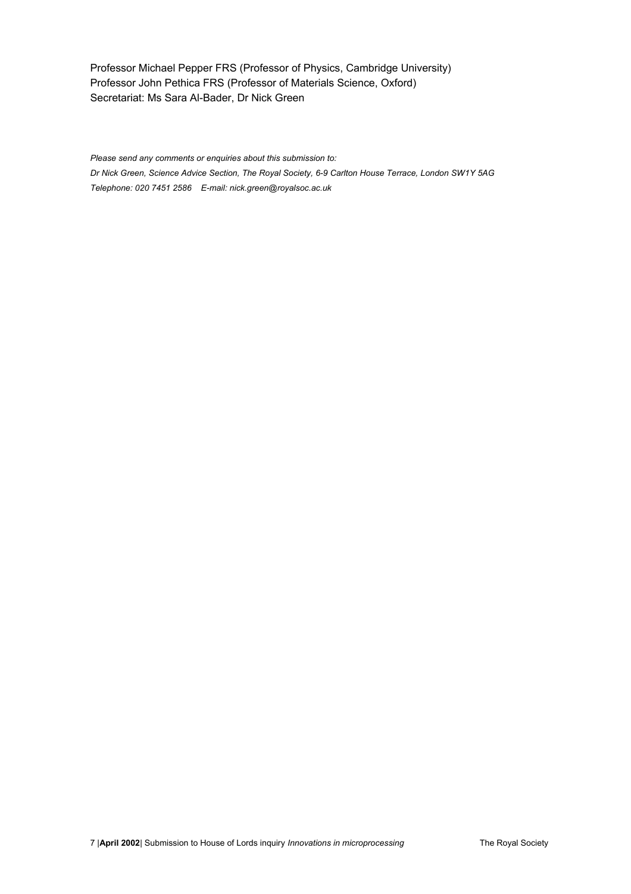Professor Michael Pepper FRS (Professor of Physics, Cambridge University)
Professor John Pethica FRS (Professor of Materials Science, Oxford)
Secretariat: Ms Sara Al-Bader, Dr Nick Green

*Please send any comments or enquiries about this submission to:*
*Dr Nick Green, Science Advice Section, The Royal Society, 6-9 Carlton House Terrace, London SW1Y 5AG*
*Telephone: 020 7451 2586 E-mail: nick.green@royalsoc.ac.uk*